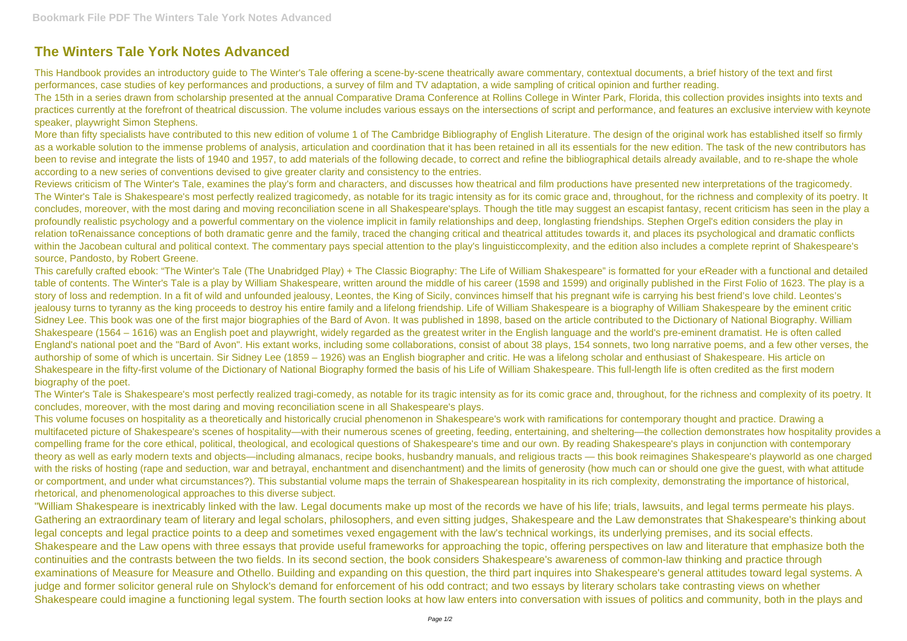# The Winters Tale York Notes Advanced

This Handbook provides an introductory guide to The Winter's Tale offering a scene-by-scene theatrically aware commentary, contextual documents, a brief history of the text and first performances, case studies of key performances and productions, a survey of film and TV adaptation, a wide sampling of critical opinion and further reading.

The 15th in a series drawn from scholarship presented at the annual Comparative Drama Conference at Rollins College in Winter Park, Florida, this collection provides insights into texts and practices currently at the forefront of theatrical discussion. The volume includes various essays on the intersections of script and performance, and features an exclusive interview with keynote speaker, playwright Simon Stephens.

More than fifty specialists have contributed to this new edition of volume 1 of The Cambridge Bibliography of English Literature. The design of the original work has established itself so firmly as a workable solution to the immense problems of analysis, articulation and coordination that it has been retained in all its essentials for the new edition. The task of the new contributors has been to revise and integrate the lists of 1940 and 1957, to add materials of the following decade, to correct and refine the bibliographical details already available, and to re-shape the whole according to a new series of conventions devised to give greater clarity and consistency to the entries.

Reviews criticism of The Winter's Tale, examines the play's form and characters, and discusses how theatrical and film productions have presented new interpretations of the tragicomedy.

The Winter's Tale is Shakespeare's most perfectly realized tragicomedy, as notable for its tragic intensity as for its comic grace and, throughout, for the richness and complexity of its poetry. It concludes, moreover, with the most daring and moving reconciliation scene in all Shakespeare'splays. Though the title may suggest an escapist fantasy, recent criticism has seen in the play a profoundly realistic psychology and a powerful commentary on the violence implicit in family relationships and deep, longlasting friendships. Stephen Orgel's edition considers the play in relation toRenaissance conceptions of both dramatic genre and the family, traced the changing critical and theatrical attitudes towards it, and places its psychological and dramatic conflicts within the Jacobean cultural and political context. The commentary pays special attention to the play's linguisticcomplexity, and the edition also includes a complete reprint of Shakespeare's source, Pandosto, by Robert Greene.

This carefully crafted ebook: "The Winter's Tale (The Unabridged Play) + The Classic Biography: The Life of William Shakespeare" is formatted for your eReader with a functional and detailed table of contents. The Winter's Tale is a play by William Shakespeare, written around the middle of his career (1598 and 1599) and originally published in the First Folio of 1623. The play is a story of loss and redemption. In a fit of wild and unfounded jealousy, Leontes, the King of Sicily, convinces himself that his pregnant wife is carrying his best friend's love child. Leontes's jealousy turns to tyranny as the king proceeds to destroy his entire family and a lifelong friendship. Life of William Shakespeare is a biography of William Shakespeare by the eminent critic Sidney Lee. This book was one of the first major biographies of the Bard of Avon. It was published in 1898, based on the article contributed to the Dictionary of National Biography. William Shakespeare (1564 – 1616) was an English poet and playwright, widely regarded as the greatest writer in the English language and the world's pre-eminent dramatist. He is often called England's national poet and the "Bard of Avon". His extant works, including some collaborations, consist of about 38 plays, 154 sonnets, two long narrative poems, and a few other verses, the authorship of some of which is uncertain. Sir Sidney Lee (1859 – 1926) was an English biographer and critic. He was a lifelong scholar and enthusiast of Shakespeare. His article on Shakespeare in the fifty-first volume of the Dictionary of National Biography formed the basis of his Life of William Shakespeare. This full-length life is often credited as the first modern biography of the poet.

The Winter's Tale is Shakespeare's most perfectly realized tragi-comedy, as notable for its tragic intensity as for its comic grace and, throughout, for the richness and complexity of its poetry. It concludes, moreover, with the most daring and moving reconciliation scene in all Shakespeare's plays.

This volume focuses on hospitality as a theoretically and historically crucial phenomenon in Shakespeare's work with ramifications for contemporary thought and practice. Drawing a multifaceted picture of Shakespeare's scenes of hospitality—with their numerous scenes of greeting, feeding, entertaining, and sheltering—the collection demonstrates how hospitality provides a compelling frame for the core ethical, political, theological, and ecological questions of Shakespeare's time and our own. By reading Shakespeare's plays in conjunction with contemporary theory as well as early modern texts and objects—including almanacs, recipe books, husbandry manuals, and religious tracts — this book reimagines Shakespeare's playworld as one charged with the risks of hosting (rape and seduction, war and betrayal, enchantment and disenchantment) and the limits of generosity (how much can or should one give the guest, with what attitude or comportment, and under what circumstances?). This substantial volume maps the terrain of Shakespearean hospitality in its rich complexity, demonstrating the importance of historical, rhetorical, and phenomenological approaches to this diverse subject.

"William Shakespeare is inextricably linked with the law. Legal documents make up most of the records we have of his life; trials, lawsuits, and legal terms permeate his plays. Gathering an extraordinary team of literary and legal scholars, philosophers, and even sitting judges, Shakespeare and the Law demonstrates that Shakespeare's thinking about legal concepts and legal practice points to a deep and sometimes vexed engagement with the law's technical workings, its underlying premises, and its social effects. Shakespeare and the Law opens with three essays that provide useful frameworks for approaching the topic, offering perspectives on law and literature that emphasize both the continuities and the contrasts between the two fields. In its second section, the book considers Shakespeare's awareness of common-law thinking and practice through examinations of Measure for Measure and Othello. Building and expanding on this question, the third part inquires into Shakespeare's general attitudes toward legal systems. A judge and former solicitor general rule on Shylock's demand for enforcement of his odd contract; and two essays by literary scholars take contrasting views on whether Shakespeare could imagine a functioning legal system. The fourth section looks at how law enters into conversation with issues of politics and community, both in the plays and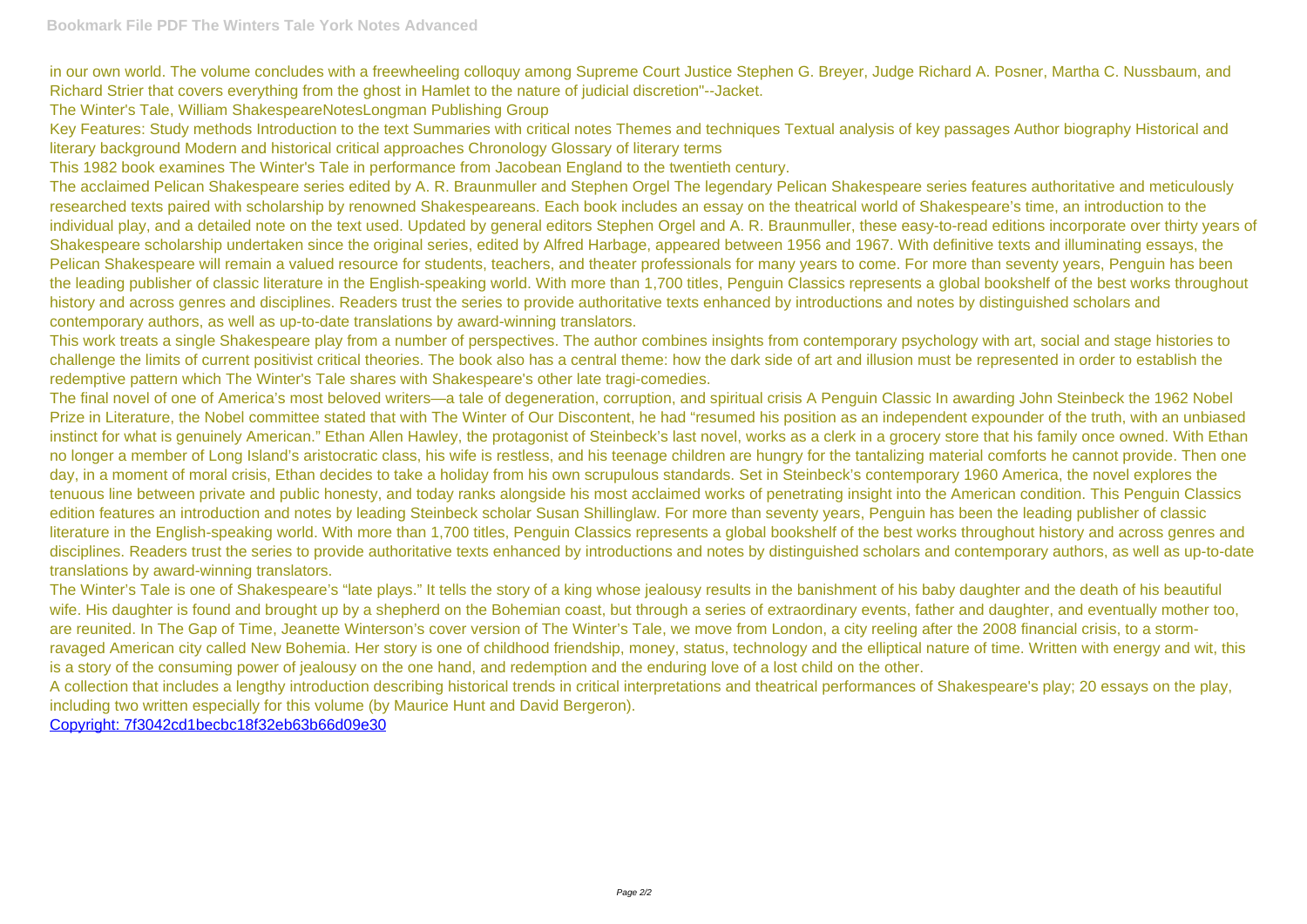in our own world. The volume concludes with a freewheeling colloquy among Supreme Court Justice Stephen G. Breyer, Judge Richard A. Posner, Martha C. Nussbaum, and Richard Strier that covers everything from the ghost in Hamlet to the nature of judicial discretion"--Jacket.

The Winter's Tale, William ShakespeareNotesLongman Publishing Group

Key Features: Study methods Introduction to the text Summaries with critical notes Themes and techniques Textual analysis of key passages Author biography Historical and literary background Modern and historical critical approaches Chronology Glossary of literary terms

This 1982 book examines The Winter's Tale in performance from Jacobean England to the twentieth century.

The acclaimed Pelican Shakespeare series edited by A. R. Braunmuller and Stephen Orgel The legendary Pelican Shakespeare series features authoritative and meticulously researched texts paired with scholarship by renowned Shakespeareans. Each book includes an essay on the theatrical world of Shakespeare's time, an introduction to the individual play, and a detailed note on the text used. Updated by general editors Stephen Orgel and A. R. Braunmuller, these easy-to-read editions incorporate over thirty years of Shakespeare scholarship undertaken since the original series, edited by Alfred Harbage, appeared between 1956 and 1967. With definitive texts and illuminating essays, the Pelican Shakespeare will remain a valued resource for students, teachers, and theater professionals for many years to come. For more than seventy years, Penguin has been the leading publisher of classic literature in the English-speaking world. With more than 1,700 titles, Penguin Classics represents a global bookshelf of the best works throughout history and across genres and disciplines. Readers trust the series to provide authoritative texts enhanced by introductions and notes by distinguished scholars and contemporary authors, as well as up-to-date translations by award-winning translators.

This work treats a single Shakespeare play from a number of perspectives. The author combines insights from contemporary psychology with art, social and stage histories to challenge the limits of current positivist critical theories. The book also has a central theme: how the dark side of art and illusion must be represented in order to establish the redemptive pattern which The Winter's Tale shares with Shakespeare's other late tragi-comedies.

The final novel of one of America's most beloved writers—a tale of degeneration, corruption, and spiritual crisis A Penguin Classic In awarding John Steinbeck the 1962 Nobel Prize in Literature, the Nobel committee stated that with The Winter of Our Discontent, he had "resumed his position as an independent expounder of the truth, with an unbiased instinct for what is genuinely American." Ethan Allen Hawley, the protagonist of Steinbeck's last novel, works as a clerk in a grocery store that his family once owned. With Ethan no longer a member of Long Island's aristocratic class, his wife is restless, and his teenage children are hungry for the tantalizing material comforts he cannot provide. Then one day, in a moment of moral crisis, Ethan decides to take a holiday from his own scrupulous standards. Set in Steinbeck's contemporary 1960 America, the novel explores the tenuous line between private and public honesty, and today ranks alongside his most acclaimed works of penetrating insight into the American condition. This Penguin Classics edition features an introduction and notes by leading Steinbeck scholar Susan Shillinglaw. For more than seventy years, Penguin has been the leading publisher of classic literature in the English-speaking world. With more than 1,700 titles, Penguin Classics represents a global bookshelf of the best works throughout history and across genres and disciplines. Readers trust the series to provide authoritative texts enhanced by introductions and notes by distinguished scholars and contemporary authors, as well as up-to-date translations by award-winning translators.

The Winter's Tale is one of Shakespeare's "late plays." It tells the story of a king whose jealousy results in the banishment of his baby daughter and the death of his beautiful wife. His daughter is found and brought up by a shepherd on the Bohemian coast, but through a series of extraordinary events, father and daughter, and eventually mother too, are reunited. In The Gap of Time, Jeanette Winterson's cover version of The Winter's Tale, we move from London, a city reeling after the 2008 financial crisis, to a storm-ravaged American city called New Bohemia. Her story is one of childhood friendship, money, status, technology and the elliptical nature of time. Written with energy and wit, this is a story of the consuming power of jealousy on the one hand, and redemption and the enduring love of a lost child on the other.

A collection that includes a lengthy introduction describing historical trends in critical interpretations and theatrical performances of Shakespeare's play; 20 essays on the play, including two written especially for this volume (by Maurice Hunt and David Bergeron).

Copyright: 7f3042cd1becbc18f32eb63b66d09e30